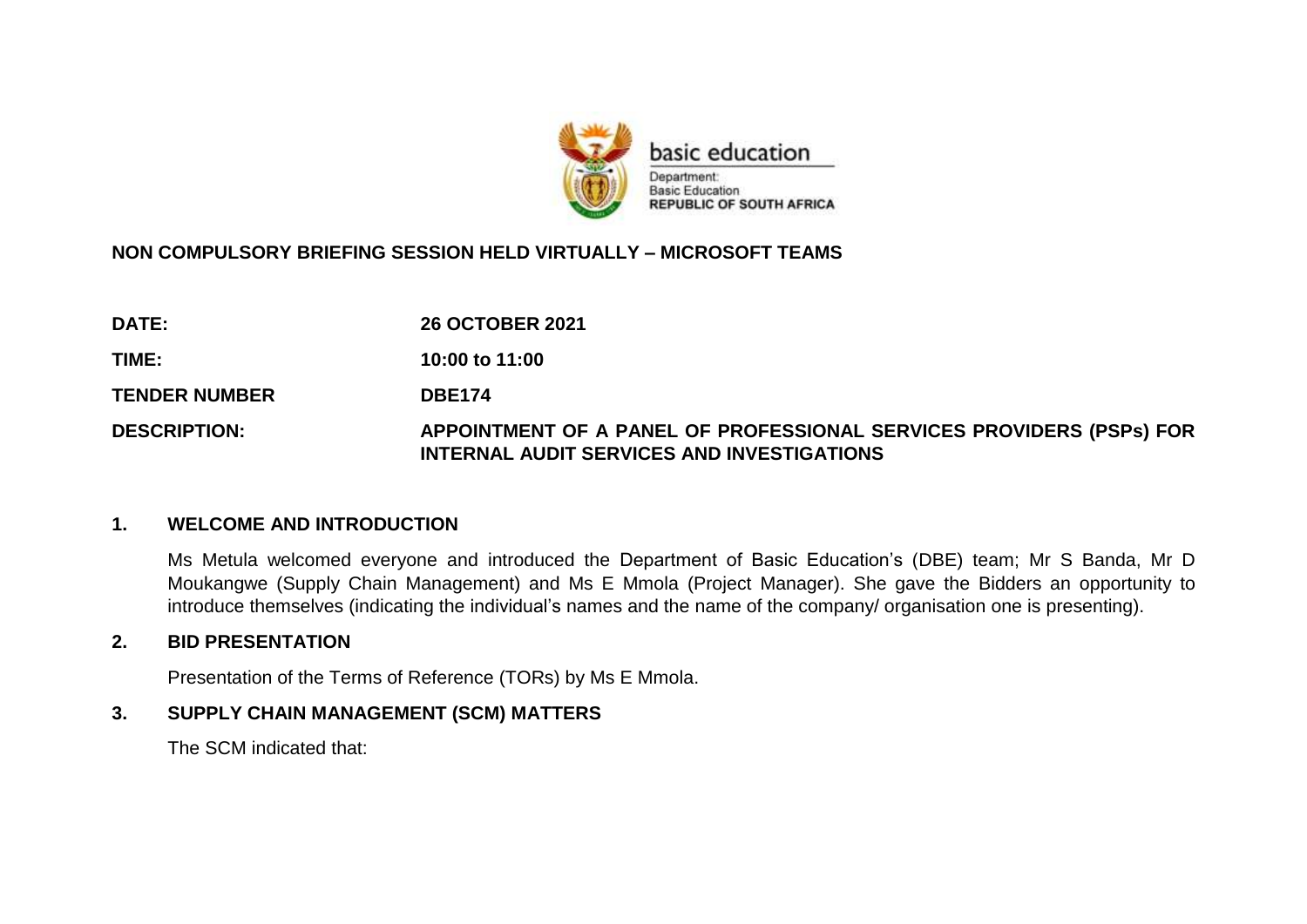basic education

Department:
Basic Education
**REPUBLIC OF SOUTH AFRICA**

**NON COMPULSORY BRIEFING SESSION HELD VIRTUALLY – MICROSOFT TEAMS**

| | |
|---|---|
| **DATE:** | **26 OCTOBER 2021** |
| **TIME:** | **10:00 to 11:00** |
| **TENDER NUMBER** | **DBE174** |
| **DESCRIPTION:** | **APPOINTMENT OF A PANEL OF PROFESSIONAL SERVICES PROVIDERS (PSPs) FOR INTERNAL AUDIT SERVICES AND INVESTIGATIONS** |

## 1. WELCOME AND INTRODUCTION

Ms Metula welcomed everyone and introduced the Department of Basic Education's (DBE) team; Mr S Banda, Mr D Moukangwe (Supply Chain Management) and Ms E Mmola (Project Manager). She gave the Bidders an opportunity to introduce themselves (indicating the individual's names and the name of the company/ organisation one is presenting).

## 2. BID PRESENTATION

Presentation of the Terms of Reference (TORs) by Ms E Mmola.

## 3. SUPPLY CHAIN MANAGEMENT (SCM) MATTERS

The SCM indicated that: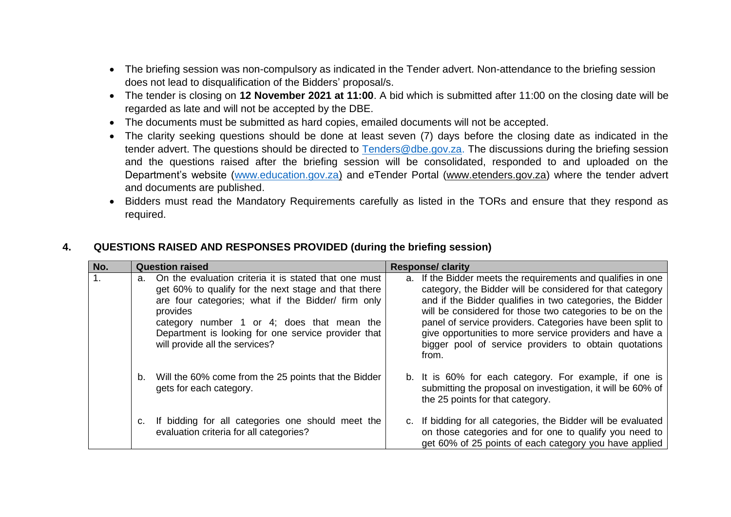- The briefing session was non-compulsory as indicated in the Tender advert. Non-attendance to the briefing session does not lead to disqualification of the Bidders' proposal/s.
- The tender is closing on **12 November 2021 at 11:00**. A bid which is submitted after 11:00 on the closing date will be regarded as late and will not be accepted by the DBE.
- The documents must be submitted as hard copies, emailed documents will not be accepted.
- The clarity seeking questions should be done at least seven (7) days before the closing date as indicated in the tender advert. The questions should be directed to Tenders@dbe.gov.za. The discussions during the briefing session and the questions raised after the briefing session will be consolidated, responded to and uploaded on the Department's website (www.education.gov.za) and eTender Portal (www.etenders.gov.za) where the tender advert and documents are published.
- Bidders must read the Mandatory Requirements carefully as listed in the TORs and ensure that they respond as required.

## 4. QUESTIONS RAISED AND RESPONSES PROVIDED (during the briefing session)

| No. | Question raised | Response/ clarity |
|---|---|---|
| 1. | a. On the evaluation criteria it is stated that one must get 60% to qualify for the next stage and that there are four categories; what if the Bidder/ firm only provides category number 1 or 4; does that mean the Department is looking for one service provider that will provide all the services? | a. If the Bidder meets the requirements and qualifies in one category, the Bidder will be considered for that category and if the Bidder qualifies in two categories, the Bidder will be considered for those two categories to be on the panel of service providers. Categories have been split to give opportunities to more service providers and have a bigger pool of service providers to obtain quotations from. |
| | b. Will the 60% come from the 25 points that the Bidder gets for each category. | b. It is 60% for each category. For example, if one is submitting the proposal on investigation, it will be 60% of the 25 points for that category. |
| | c. If bidding for all categories one should meet the evaluation criteria for all categories? | c. If bidding for all categories, the Bidder will be evaluated on those categories and for one to qualify you need to get 60% of 25 points of each category you have applied |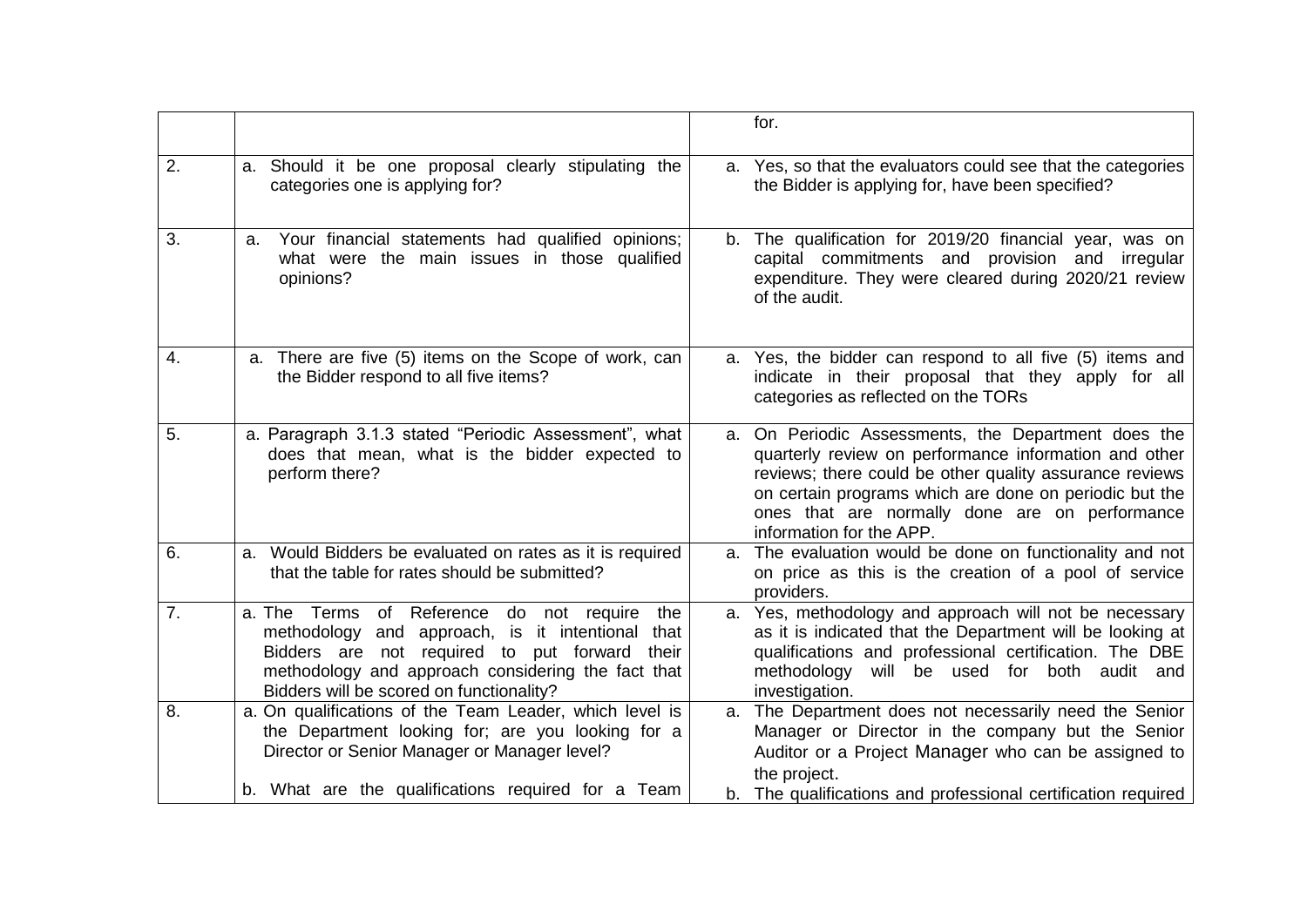| | | |
|---|---|---|
| | | for. |
| 2. | a. Should it be one proposal clearly stipulating the categories one is applying for? | a. Yes, so that the evaluators could see that the categories the Bidder is applying for, have been specified? |
| 3. | a. Your financial statements had qualified opinions; what were the main issues in those qualified opinions? | b. The qualification for 2019/20 financial year, was on capital commitments and provision and irregular expenditure. They were cleared during 2020/21 review of the audit. |
| 4. | a. There are five (5) items on the Scope of work, can the Bidder respond to all five items? | a. Yes, the bidder can respond to all five (5) items and indicate in their proposal that they apply for all categories as reflected on the TORs |
| 5. | a. Paragraph 3.1.3 stated "Periodic Assessment", what does that mean, what is the bidder expected to perform there? | a. On Periodic Assessments, the Department does the quarterly review on performance information and other reviews; there could be other quality assurance reviews on certain programs which are done on periodic but the ones that are normally done are on performance information for the APP. |
| 6. | a. Would Bidders be evaluated on rates as it is required that the table for rates should be submitted? | a. The evaluation would be done on functionality and not on price as this is the creation of a pool of service providers. |
| 7. | a. The Terms of Reference do not require the methodology and approach, is it intentional that Bidders are not required to put forward their methodology and approach considering the fact that Bidders will be scored on functionality? | a. Yes, methodology and approach will not be necessary as it is indicated that the Department will be looking at qualifications and professional certification. The DBE methodology will be used for both audit and investigation. |
| 8. | a. On qualifications of the Team Leader, which level is the Department looking for; are you looking for a Director or Senior Manager or Manager level?<br><br>b. What are the qualifications required for a Team | a. The Department does not necessarily need the Senior Manager or Director in the company but the Senior Auditor or a Project Manager who can be assigned to the project.<br>b. The qualifications and professional certification required |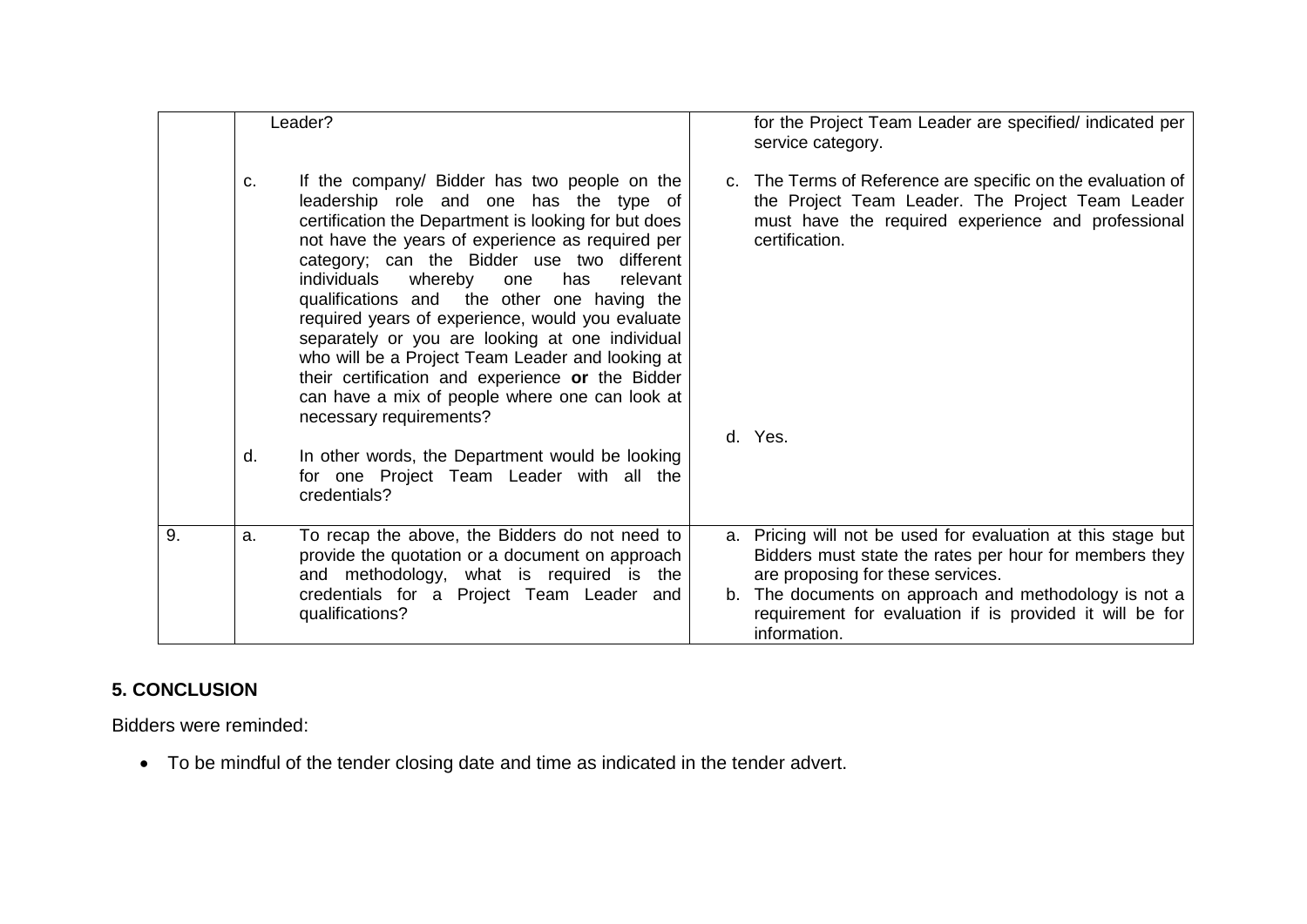| | | |
|---|---|---|
| | Leader?<br><br>c. If the company/ Bidder has two people on the leadership role and one has the type of certification the Department is looking for but does not have the years of experience as required per category; can the Bidder use two different individuals whereby one has relevant qualifications and the other one having the required years of experience, would you evaluate separately or you are looking at one individual who will be a Project Team Leader and looking at their certification and experience **or** the Bidder can have a mix of people where one can look at necessary requirements?<br><br>d. In other words, the Department would be looking for one Project Team Leader with all the credentials? | for the Project Team Leader are specified/ indicated per service category.<br><br>c. The Terms of Reference are specific on the evaluation of the Project Team Leader. The Project Team Leader must have the required experience and professional certification.<br><br>d. Yes. |
| 9. | a. To recap the above, the Bidders do not need to provide the quotation or a document on approach and methodology, what is required is the credentials for a Project Team Leader and qualifications? | a. Pricing will not be used for evaluation at this stage but Bidders must state the rates per hour for members they are proposing for these services.<br>b. The documents on approach and methodology is not a requirement for evaluation if is provided it will be for information. |

## 5. CONCLUSION

Bidders were reminded:

- To be mindful of the tender closing date and time as indicated in the tender advert.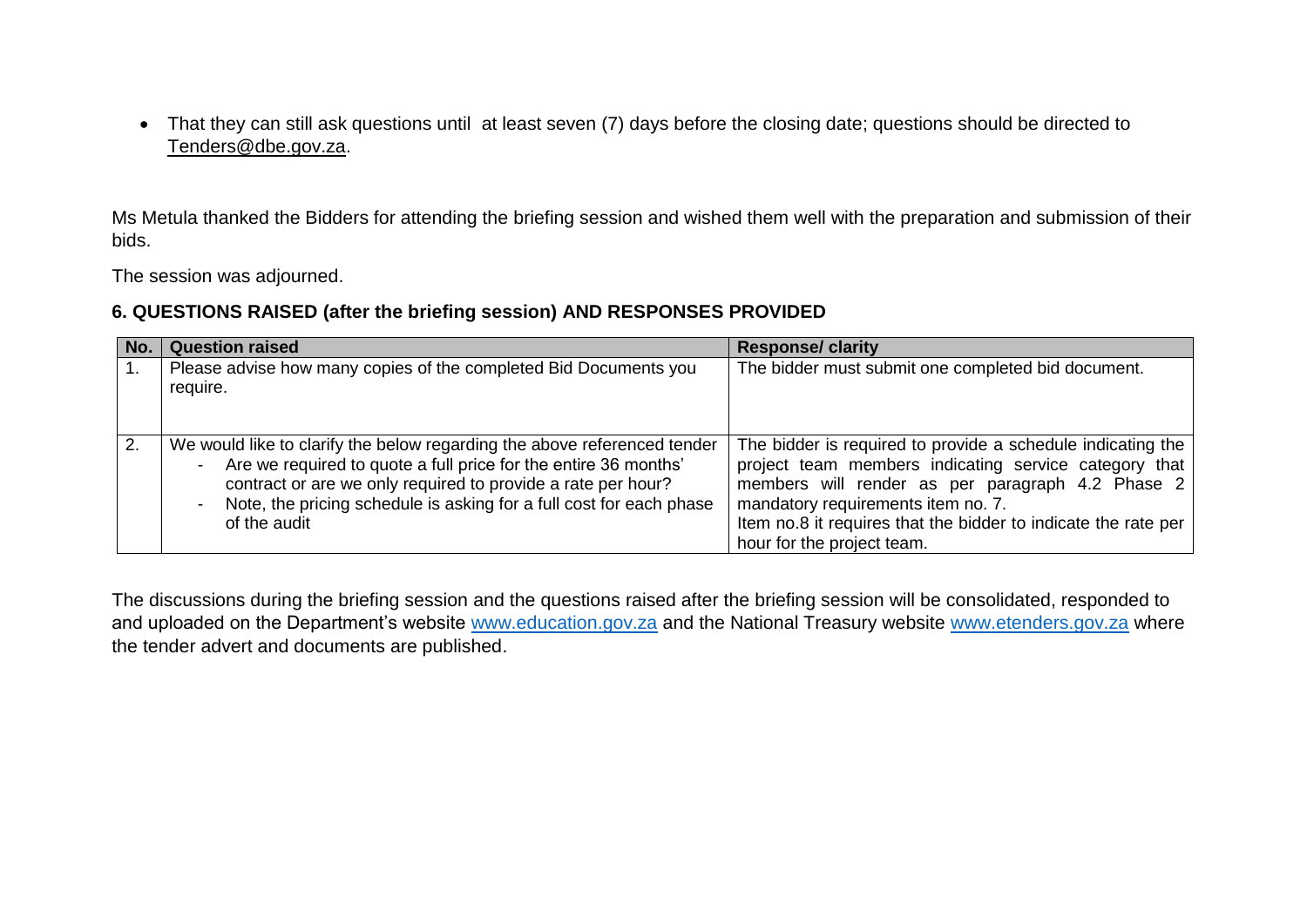- That they can still ask questions until at least seven (7) days before the closing date; questions should be directed to Tenders@dbe.gov.za.

Ms Metula thanked the Bidders for attending the briefing session and wished them well with the preparation and submission of their bids.

The session was adjourned.

### 6. QUESTIONS RAISED (after the briefing session) AND RESPONSES PROVIDED

| No. | Question raised | Response/ clarity |
|---|---|---|
| 1. | Please advise how many copies of the completed Bid Documents you require. | The bidder must submit one completed bid document. |
| 2. | We would like to clarify the below regarding the above referenced tender<br>- Are we required to quote a full price for the entire 36 months' contract or are we only required to provide a rate per hour?<br>- Note, the pricing schedule is asking for a full cost for each phase of the audit | The bidder is required to provide a schedule indicating the project team members indicating service category that members will render as per paragraph 4.2 Phase 2 mandatory requirements item no. 7.<br>Item no.8 it requires that the bidder to indicate the rate per hour for the project team. |

The discussions during the briefing session and the questions raised after the briefing session will be consolidated, responded to and uploaded on the Department's website www.education.gov.za and the National Treasury website www.etenders.gov.za where the tender advert and documents are published.